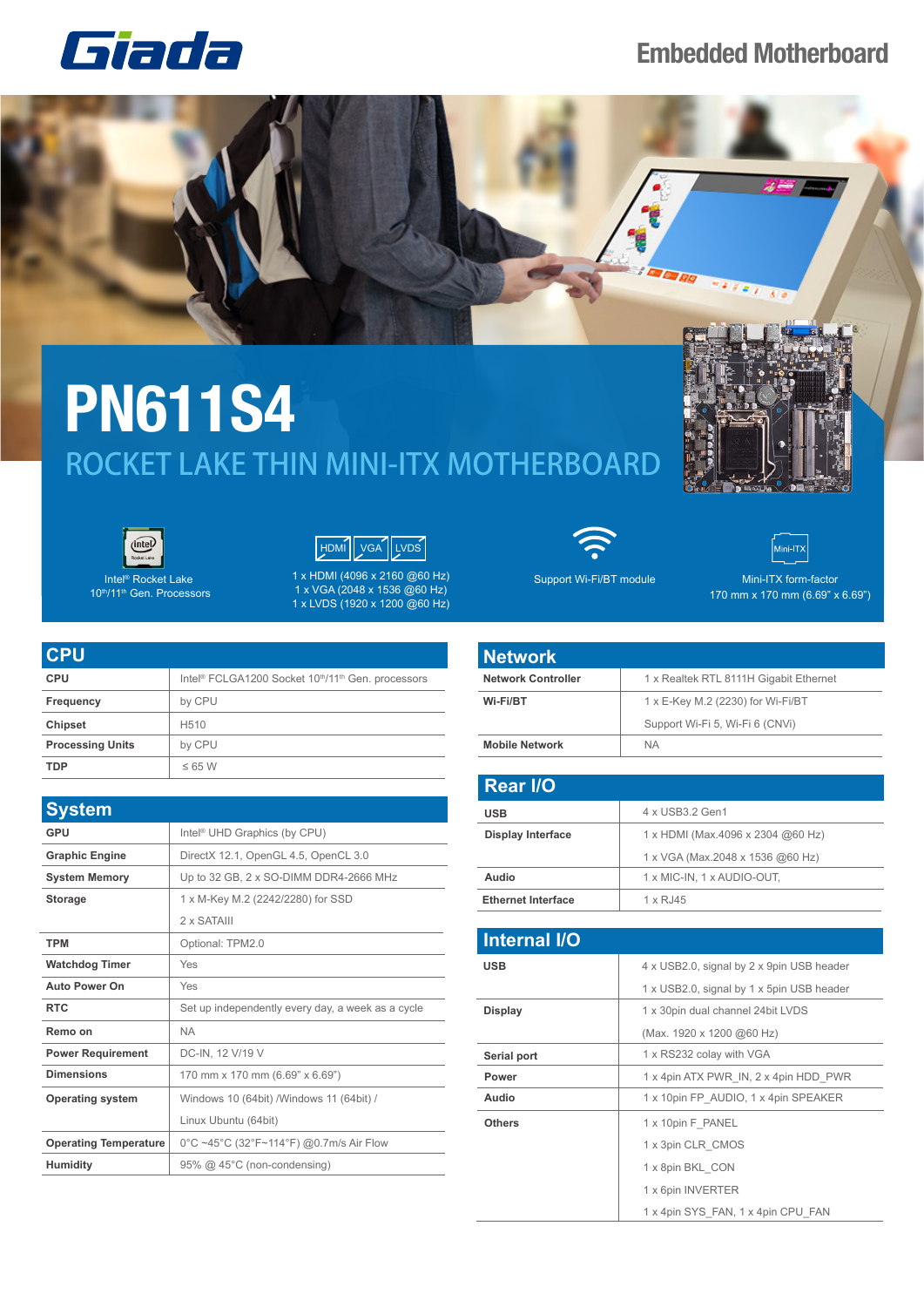Giada

Embedded Motherboard

# PN611S4

## ROCKET LAKE THIN MINI-ITX MOTHERBOARD

Intel® Rocket Lake 10th/11th Gen. Processors

1 x HDMI (4096 x 2160 @60 Hz)
1 x VGA (2048 x 1536 @60 Hz)
1 x LVDS (1920 x 1200 @60 Hz)

Support Wi-Fi/BT module

Mini-ITX form-factor
170 mm x 170 mm (6.69" x 6.69")

## CPU

| | |
|---|---|
| **CPU** | Intel® FCLGA1200 Socket 10th/11th Gen. processors |
| **Frequency** | by CPU |
| **Chipset** | H510 |
| **Processing Units** | by CPU |
| **TDP** | ≤ 65 W |

## System

| | |
|---|---|
| **GPU** | Intel® UHD Graphics (by CPU) |
| **Graphic Engine** | DirectX 12.1, OpenGL 4.5, OpenCL 3.0 |
| **System Memory** | Up to 32 GB, 2 x SO-DIMM DDR4-2666 MHz |
| **Storage** | 1 x M-Key M.2 (2242/2280) for SSD |
| | 2 x SATAIII |
| **TPM** | Optional: TPM2.0 |
| **Watchdog Timer** | Yes |
| **Auto Power On** | Yes |
| **RTC** | Set up independently every day, a week as a cycle |
| **Remo on** | NA |
| **Power Requirement** | DC-IN, 12 V/19 V |
| **Dimensions** | 170 mm x 170 mm (6.69" x 6.69") |
| **Operating system** | Windows 10 (64bit) /Windows 11 (64bit) / |
| | Linux Ubuntu (64bit) |
| **Operating Temperature** | 0°C ~45°C (32°F~114°F) @0.7m/s Air Flow |
| **Humidity** | 95% @ 45°C (non-condensing) |

## Network

| | |
|---|---|
| **Network Controller** | 1 x Realtek RTL 8111H Gigabit Ethernet |
| **Wi-Fi/BT** | 1 x E-Key M.2 (2230) for Wi-Fi/BT |
| | Support Wi-Fi 5, Wi-Fi 6 (CNVi) |
| **Mobile Network** | NA |

## Rear I/O

| | |
|---|---|
| **USB** | 4 x USB3.2 Gen1 |
| **Display Interface** | 1 x HDMI (Max.4096 x 2304 @60 Hz) |
| | 1 x VGA (Max.2048 x 1536 @60 Hz) |
| **Audio** | 1 x MIC-IN, 1 x AUDIO-OUT, |
| **Ethernet Interface** | 1 x RJ45 |

## Internal I/O

| | |
|---|---|
| **USB** | 4 x USB2.0, signal by 2 x 9pin USB header |
| | 1 x USB2.0, signal by 1 x 5pin USB header |
| **Display** | 1 x 30pin dual channel 24bit LVDS |
| | (Max. 1920 x 1200 @60 Hz) |
| **Serial port** | 1 x RS232 colay with VGA |
| **Power** | 1 x 4pin ATX PWR_IN, 2 x 4pin HDD_PWR |
| **Audio** | 1 x 10pin FP_AUDIO, 1 x 4pin SPEAKER |
| **Others** | 1 x 10pin F_PANEL |
| | 1 x 3pin CLR_CMOS |
| | 1 x 8pin BKL_CON |
| | 1 x 6pin INVERTER |
| | 1 x 4pin SYS_FAN, 1 x 4pin CPU_FAN |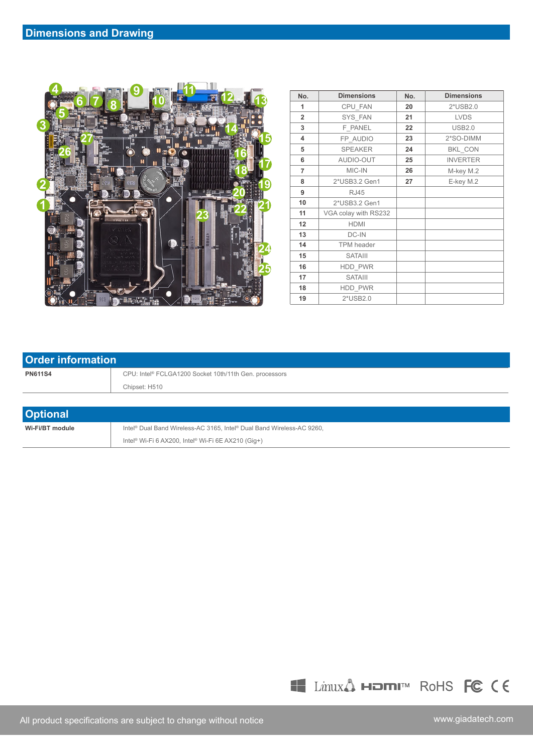## Dimensions and Drawing

| No. | Dimensions | No. | Dimensions |
|---|---|---|---|
| 1 | CPU_FAN | 20 | 2*USB2.0 |
| 2 | SYS_FAN | 21 | LVDS |
| 3 | F_PANEL | 22 | USB2.0 |
| 4 | FP_AUDIO | 23 | 2*SO-DIMM |
| 5 | SPEAKER | 24 | BKL_CON |
| 6 | AUDIO-OUT | 25 | INVERTER |
| 7 | MIC-IN | 26 | M-key M.2 |
| 8 | 2*USB3.2 Gen1 | 27 | E-key M.2 |
| 9 | RJ45 | | |
| 10 | 2*USB3.2 Gen1 | | |
| 11 | VGA colay with RS232 | | |
| 12 | HDMI | | |
| 13 | DC-IN | | |
| 14 | TPM header | | |
| 15 | SATAIII | | |
| 16 | HDD_PWR | | |
| 17 | SATAIII | | |
| 18 | HDD_PWR | | |
| 19 | 2*USB2.0 | | |

## Order information

| | |
|---|---|
| **PN611S4** | CPU: Intel® FCLGA1200 Socket 10th/11th Gen. processors<br>Chipset: H510 |

## Optional

| | |
|---|---|
| **Wi-Fi/BT module** | Intel® Dual Band Wireless-AC 3165, Intel® Dual Band Wireless-AC 9260,<br>Intel® Wi-Fi 6 AX200, Intel® Wi-Fi 6E AX210 (Gig+) |

Linux HDMI™ RoHS FC CE

All product specifications are subject to change without notice

www.giadatech.com